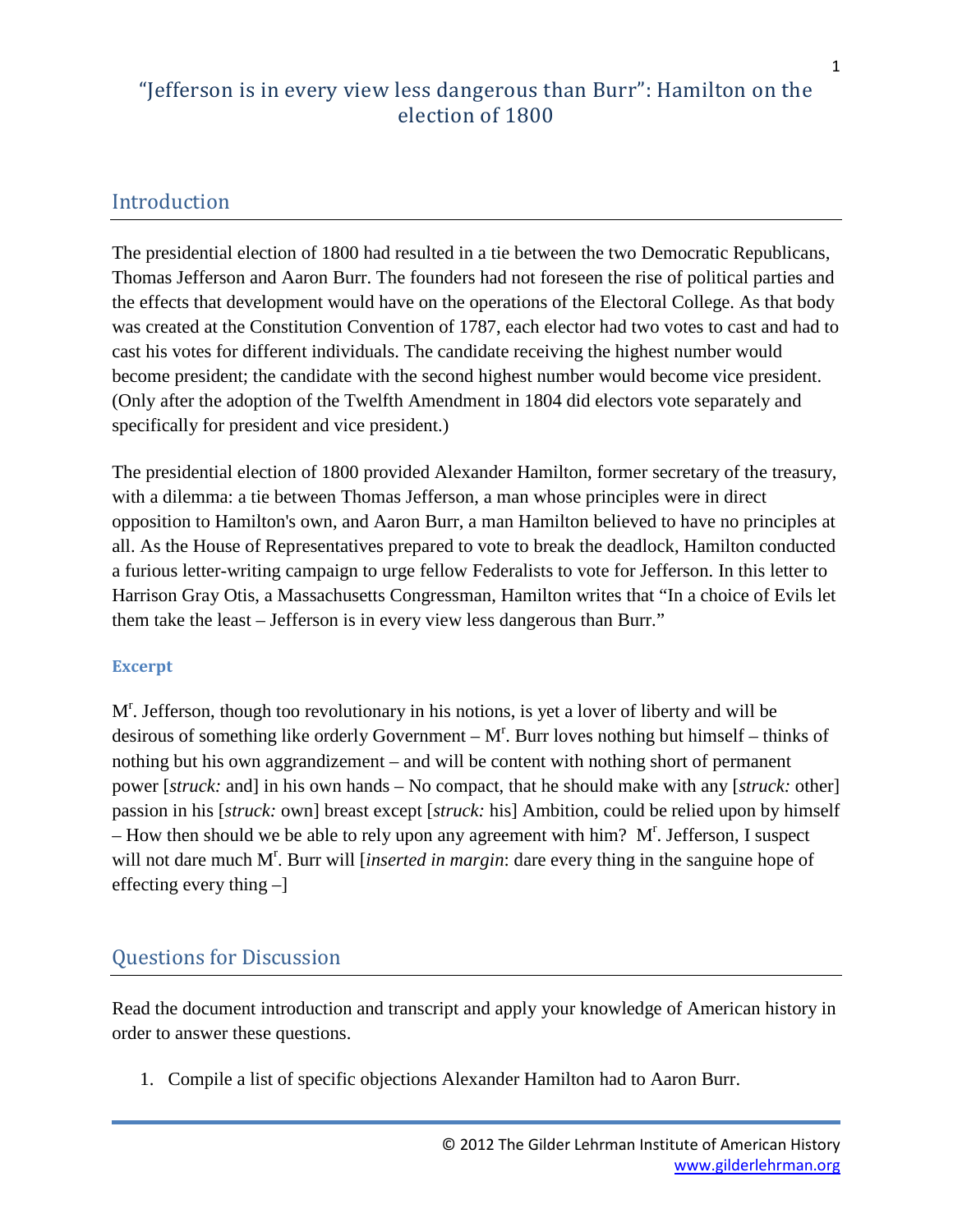# "Jefferson is in every view less dangerous than Burr": Hamilton on the election of 1800

## Introduction

The presidential election of 1800 had resulted in a tie between the two Democratic Republicans, Thomas Jefferson and Aaron Burr. The founders had not foreseen the rise of political parties and the effects that development would have on the operations of the Electoral College. As that body was created at the Constitution Convention of 1787, each elector had two votes to cast and had to cast his votes for different individuals. The candidate receiving the highest number would become president; the candidate with the second highest number would become vice president. (Only after the adoption of the Twelfth Amendment in 1804 did electors vote separately and specifically for president and vice president.)

The presidential election of 1800 provided Alexander Hamilton, former secretary of the treasury, with a dilemma: a tie between Thomas Jefferson, a man whose principles were in direct opposition to Hamilton's own, and Aaron Burr, a man Hamilton believed to have no principles at all. As the House of Representatives prepared to vote to break the deadlock, Hamilton conducted a furious letter-writing campaign to urge fellow Federalists to vote for Jefferson. In this letter to Harrison Gray Otis, a Massachusetts Congressman, Hamilton writes that "In a choice of Evils let them take the least – Jefferson is in every view less dangerous than Burr."

### Excerpt

M^r^. Jefferson, though too revolutionary in his notions, is yet a lover of liberty and will be desirous of something like orderly Government – M^r^. Burr loves nothing but himself – thinks of nothing but his own aggrandizement – and will be content with nothing short of permanent power [*struck:* and] in his own hands – No compact, that he should make with any [*struck:* other] passion in his [*struck:* own] breast except [*struck:* his] Ambition, could be relied upon by himself – How then should we be able to rely upon any agreement with him? M^r^. Jefferson, I suspect will not dare much M^r^. Burr will [*inserted in margin*: dare every thing in the sanguine hope of effecting every thing –]

## Questions for Discussion

Read the document introduction and transcript and apply your knowledge of American history in order to answer these questions.

1. Compile a list of specific objections Alexander Hamilton had to Aaron Burr.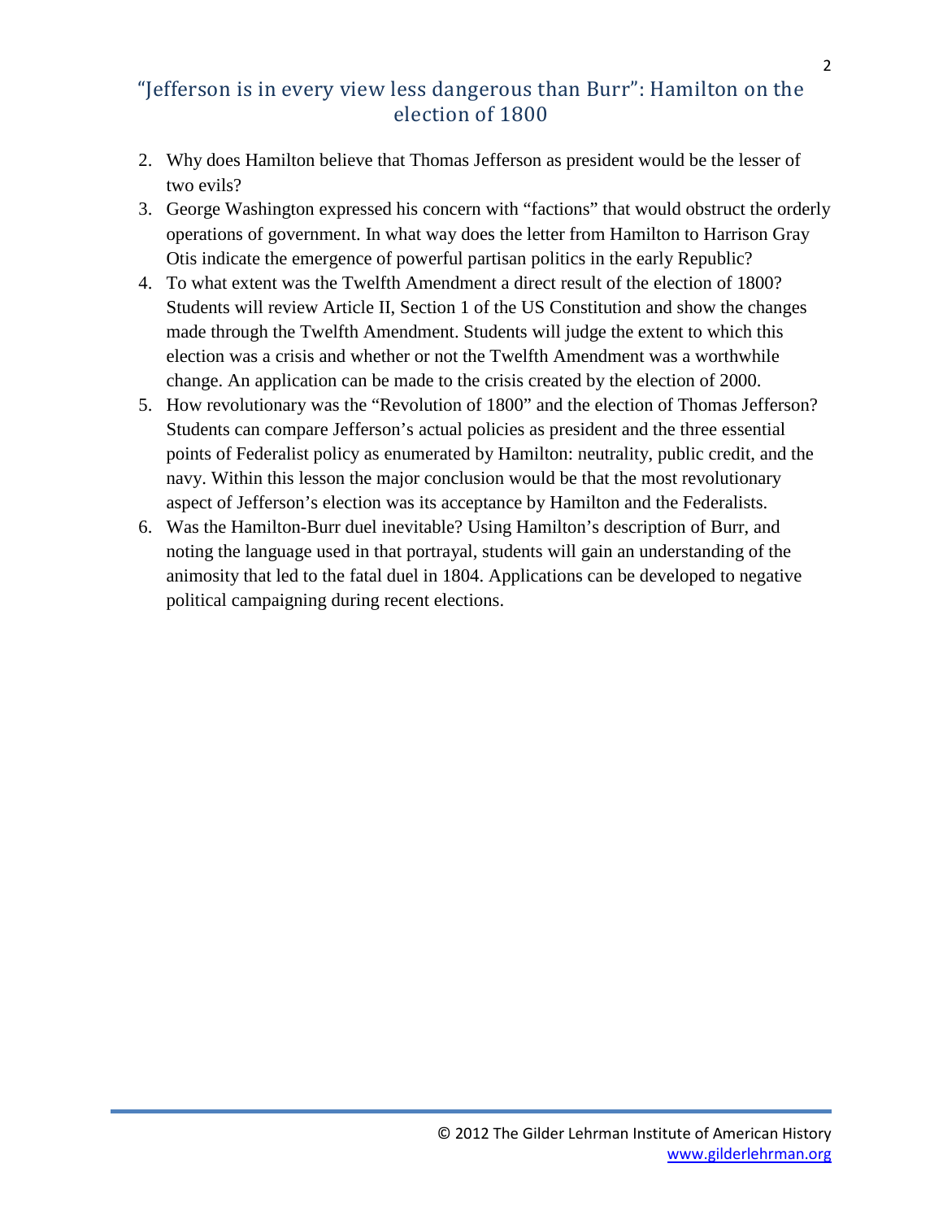2. Why does Hamilton believe that Thomas Jefferson as president would be the lesser of two evils?
3. George Washington expressed his concern with "factions" that would obstruct the orderly operations of government. In what way does the letter from Hamilton to Harrison Gray Otis indicate the emergence of powerful partisan politics in the early Republic?
4. To what extent was the Twelfth Amendment a direct result of the election of 1800? Students will review Article II, Section 1 of the US Constitution and show the changes made through the Twelfth Amendment. Students will judge the extent to which this election was a crisis and whether or not the Twelfth Amendment was a worthwhile change. An application can be made to the crisis created by the election of 2000.
5. How revolutionary was the "Revolution of 1800" and the election of Thomas Jefferson? Students can compare Jefferson's actual policies as president and the three essential points of Federalist policy as enumerated by Hamilton: neutrality, public credit, and the navy. Within this lesson the major conclusion would be that the most revolutionary aspect of Jefferson's election was its acceptance by Hamilton and the Federalists.
6. Was the Hamilton-Burr duel inevitable? Using Hamilton's description of Burr, and noting the language used in that portrayal, students will gain an understanding of the animosity that led to the fatal duel in 1804. Applications can be developed to negative political campaigning during recent elections.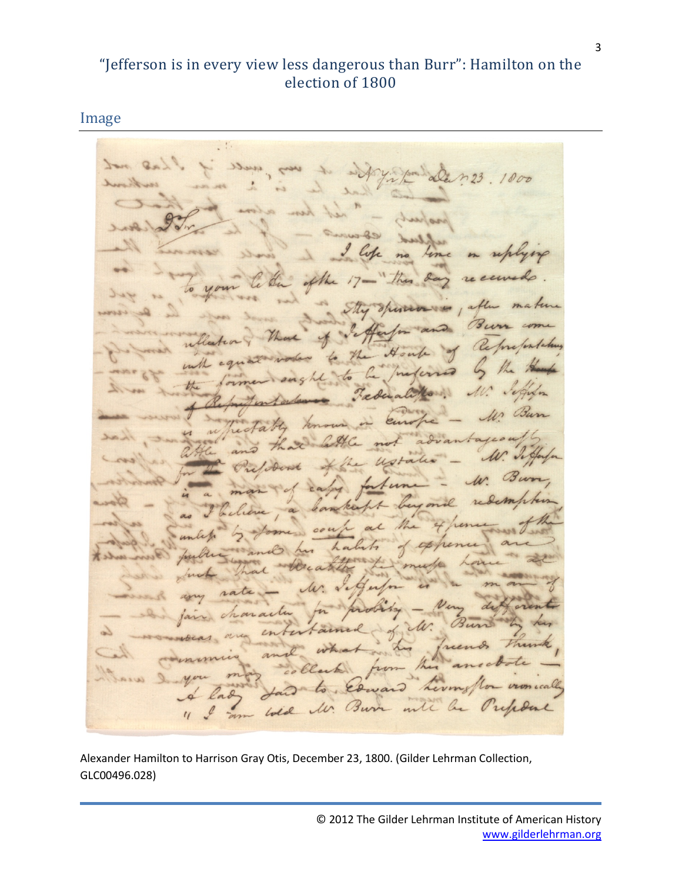# "Jefferson is in every view less dangerous than Burr": Hamilton on the election of 1800

## Image

Alexander Hamilton to Harrison Gray Otis, December 23, 1800. (Gilder Lehrman Collection, GLC00496.028)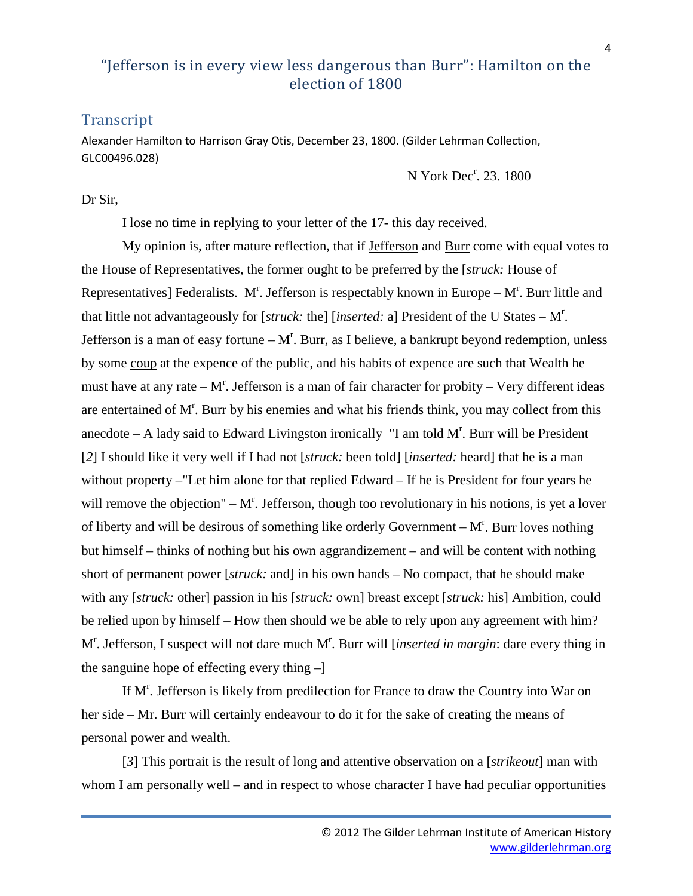## "Jefferson is in every view less dangerous than Burr": Hamilton on the election of 1800

### Transcript

Alexander Hamilton to Harrison Gray Otis, December 23, 1800. (Gilder Lehrman Collection, GLC00496.028)

N York Dec^r. 23. 1800

Dr Sir,

I lose no time in replying to your letter of the 17- this day received.

My opinion is, after mature reflection, that if Jefferson and Burr come with equal votes to the House of Representatives, the former ought to be preferred by the [*struck:* House of Representatives] Federalists. M^r. Jefferson is respectably known in Europe – M^r. Burr little and that little not advantageously for [*struck:* the] [*inserted:* a] President of the U States – M^r. Jefferson is a man of easy fortune – M^r. Burr, as I believe, a bankrupt beyond redemption, unless by some coup at the expence of the public, and his habits of expence are such that Wealth he must have at any rate – M^r. Jefferson is a man of fair character for probity – Very different ideas are entertained of M^r. Burr by his enemies and what his friends think, you may collect from this anecdote – A lady said to Edward Livingston ironically "I am told M^r. Burr will be President [*2*] I should like it very well if I had not [*struck:* been told] [*inserted:* heard] that he is a man without property –"Let him alone for that replied Edward – If he is President for four years he will remove the objection" – M^r. Jefferson, though too revolutionary in his notions, is yet a lover of liberty and will be desirous of something like orderly Government – M^r. Burr loves nothing but himself – thinks of nothing but his own aggrandizement – and will be content with nothing short of permanent power [*struck:* and] in his own hands – No compact, that he should make with any [*struck:* other] passion in his [*struck:* own] breast except [*struck:* his] Ambition, could be relied upon by himself – How then should we be able to rely upon any agreement with him? M^r. Jefferson, I suspect will not dare much M^r. Burr will [*inserted in margin*: dare every thing in the sanguine hope of effecting every thing –]

If M^r. Jefferson is likely from predilection for France to draw the Country into War on her side – Mr. Burr will certainly endeavour to do it for the sake of creating the means of personal power and wealth.

[*3*] This portrait is the result of long and attentive observation on a [*strikeout*] man with whom I am personally well – and in respect to whose character I have had peculiar opportunities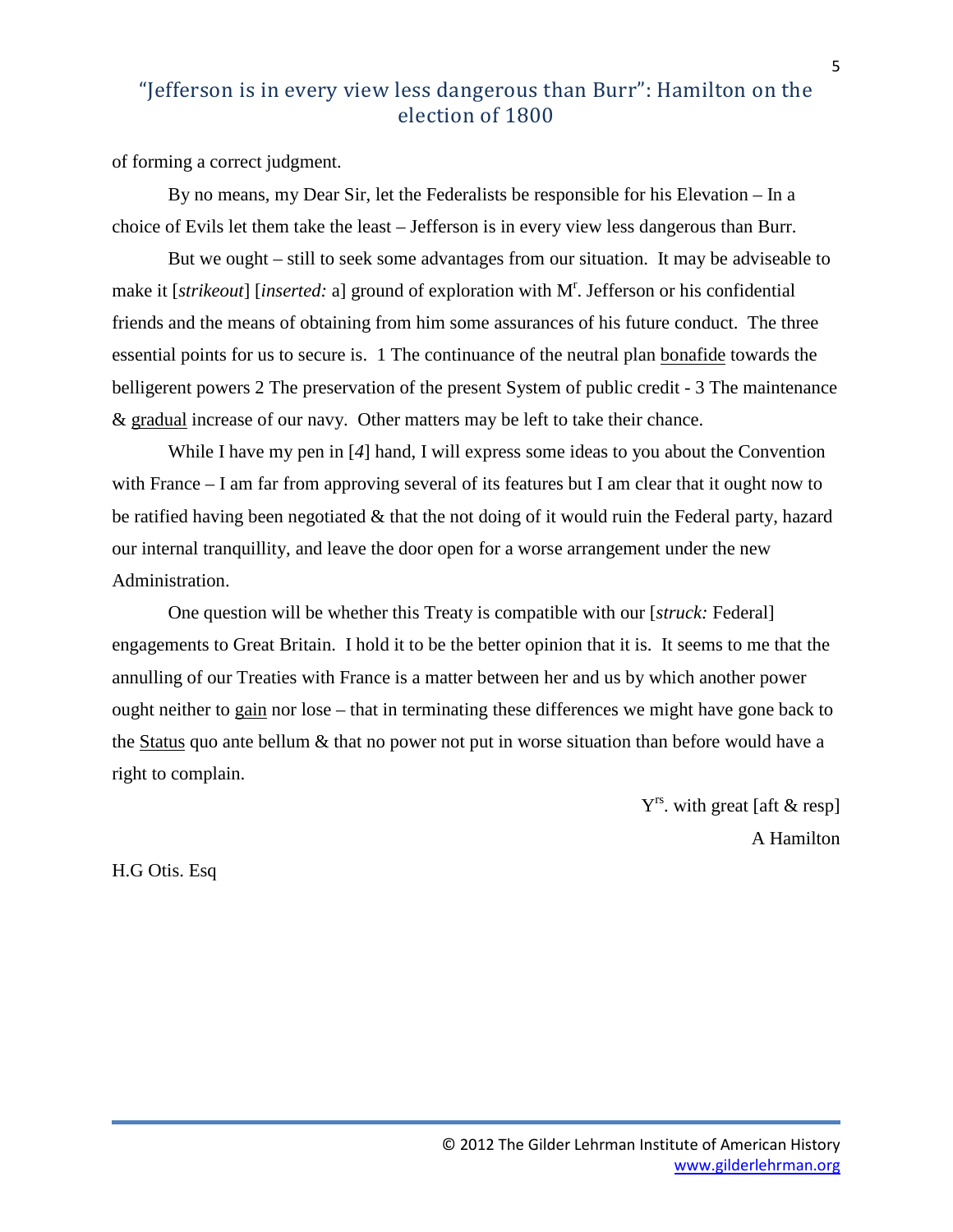of forming a correct judgment.

By no means, my Dear Sir, let the Federalists be responsible for his Elevation – In a choice of Evils let them take the least – Jefferson is in every view less dangerous than Burr.

But we ought – still to seek some advantages from our situation. It may be adviseable to make it [*strikeout*] [*inserted:* a] ground of exploration with M[r]. Jefferson or his confidential friends and the means of obtaining from him some assurances of his future conduct. The three essential points for us to secure is. 1 The continuance of the neutral plan bonafide towards the belligerent powers 2 The preservation of the present System of public credit - 3 The maintenance & gradual increase of our navy. Other matters may be left to take their chance.

While I have my pen in [*4*] hand, I will express some ideas to you about the Convention with France – I am far from approving several of its features but I am clear that it ought now to be ratified having been negotiated & that the not doing of it would ruin the Federal party, hazard our internal tranquillity, and leave the door open for a worse arrangement under the new Administration.

One question will be whether this Treaty is compatible with our [*struck:* Federal] engagements to Great Britain. I hold it to be the better opinion that it is. It seems to me that the annulling of our Treaties with France is a matter between her and us by which another power ought neither to gain nor lose – that in terminating these differences we might have gone back to the Status quo ante bellum & that no power not put in worse situation than before would have a right to complain.

Y[rs]. with great [aft & resp]
A Hamilton

H.G Otis. Esq